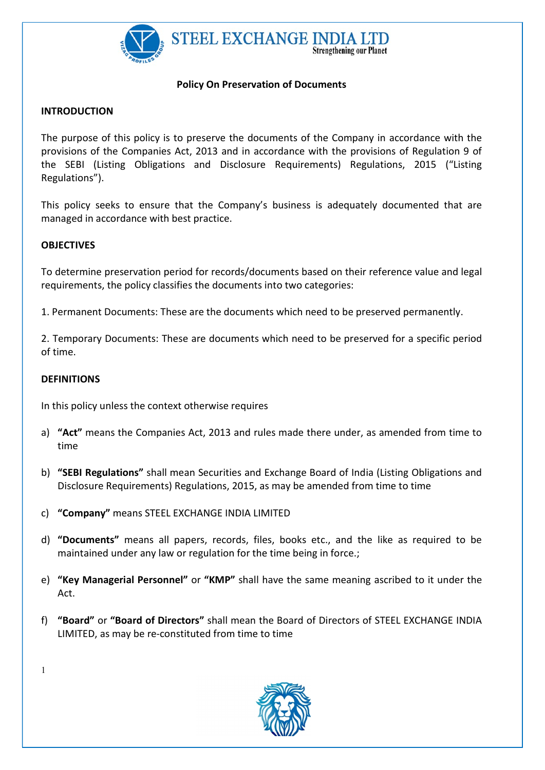# Policy On Preservation of Documents

## INTRODUCTION

The purpose of this policy is to preserve the documents of the Company in accordance with the provisions of the Companies Act, 2013 and in accordance with the provisions of Regulation 9 of the SEBI (Listing Obligations and Disclosure Requirements) Regulations, 2015 ("Listing Regulations").

This policy seeks to ensure that the Company's business is adequately documented that are managed in accordance with best practice.

## OBJECTIVES

To determine preservation period for records/documents based on their reference value and legal requirements, the policy classifies the documents into two categories:

1. Permanent Documents: These are the documents which need to be preserved permanently.

2. Temporary Documents: These are documents which need to be preserved for a specific period of time.

## DEFINITIONS

In this policy unless the context otherwise requires

a) **"Act"** means the Companies Act, 2013 and rules made there under, as amended from time to time

b) **"SEBI Regulations"** shall mean Securities and Exchange Board of India (Listing Obligations and Disclosure Requirements) Regulations, 2015, as may be amended from time to time

c) **"Company"** means STEEL EXCHANGE INDIA LIMITED

d) **"Documents"** means all papers, records, files, books etc., and the like as required to be maintained under any law or regulation for the time being in force.;

e) **"Key Managerial Personnel"** or **"KMP"** shall have the same meaning ascribed to it under the Act.

f) **"Board"** or **"Board of Directors"** shall mean the Board of Directors of STEEL EXCHANGE INDIA LIMITED, as may be re-constituted from time to time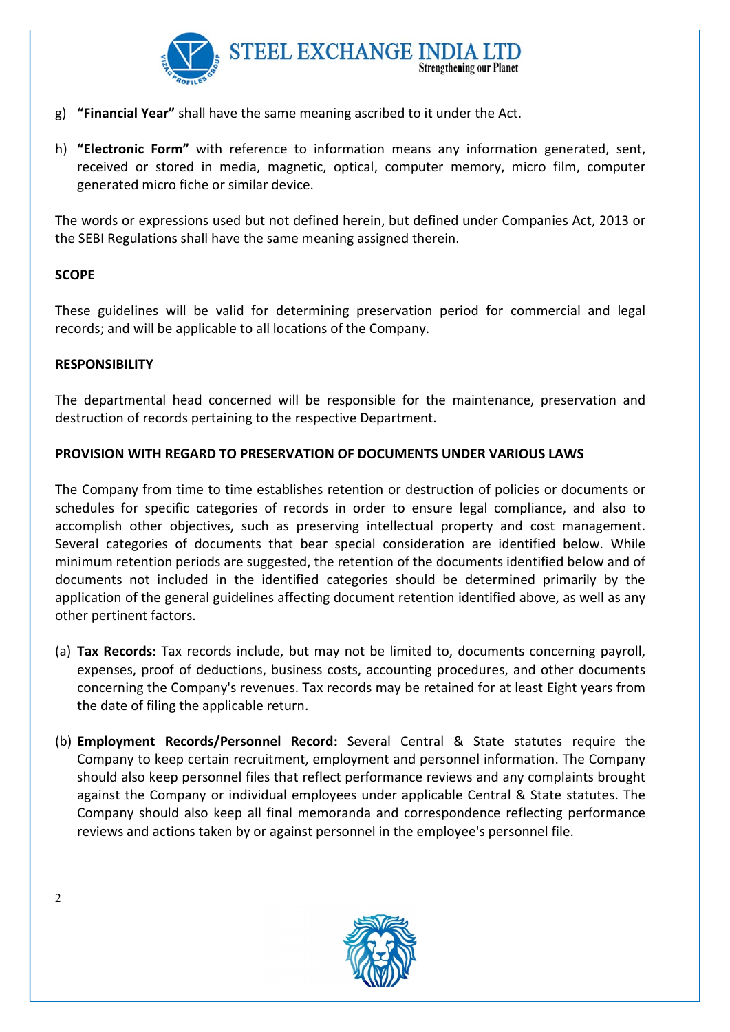g) **"Financial Year"** shall have the same meaning ascribed to it under the Act.

h) **"Electronic Form"** with reference to information means any information generated, sent, received or stored in media, magnetic, optical, computer memory, micro film, computer generated micro fiche or similar device.

The words or expressions used but not defined herein, but defined under Companies Act, 2013 or the SEBI Regulations shall have the same meaning assigned therein.

**SCOPE**

These guidelines will be valid for determining preservation period for commercial and legal records; and will be applicable to all locations of the Company.

**RESPONSIBILITY**

The departmental head concerned will be responsible for the maintenance, preservation and destruction of records pertaining to the respective Department.

**PROVISION WITH REGARD TO PRESERVATION OF DOCUMENTS UNDER VARIOUS LAWS**

The Company from time to time establishes retention or destruction of policies or documents or schedules for specific categories of records in order to ensure legal compliance, and also to accomplish other objectives, such as preserving intellectual property and cost management. Several categories of documents that bear special consideration are identified below. While minimum retention periods are suggested, the retention of the documents identified below and of documents not included in the identified categories should be determined primarily by the application of the general guidelines affecting document retention identified above, as well as any other pertinent factors.

(a) **Tax Records:** Tax records include, but may not be limited to, documents concerning payroll, expenses, proof of deductions, business costs, accounting procedures, and other documents concerning the Company's revenues. Tax records may be retained for at least Eight years from the date of filing the applicable return.

(b) **Employment Records/Personnel Record:** Several Central & State statutes require the Company to keep certain recruitment, employment and personnel information. The Company should also keep personnel files that reflect performance reviews and any complaints brought against the Company or individual employees under applicable Central & State statutes. The Company should also keep all final memoranda and correspondence reflecting performance reviews and actions taken by or against personnel in the employee's personnel file.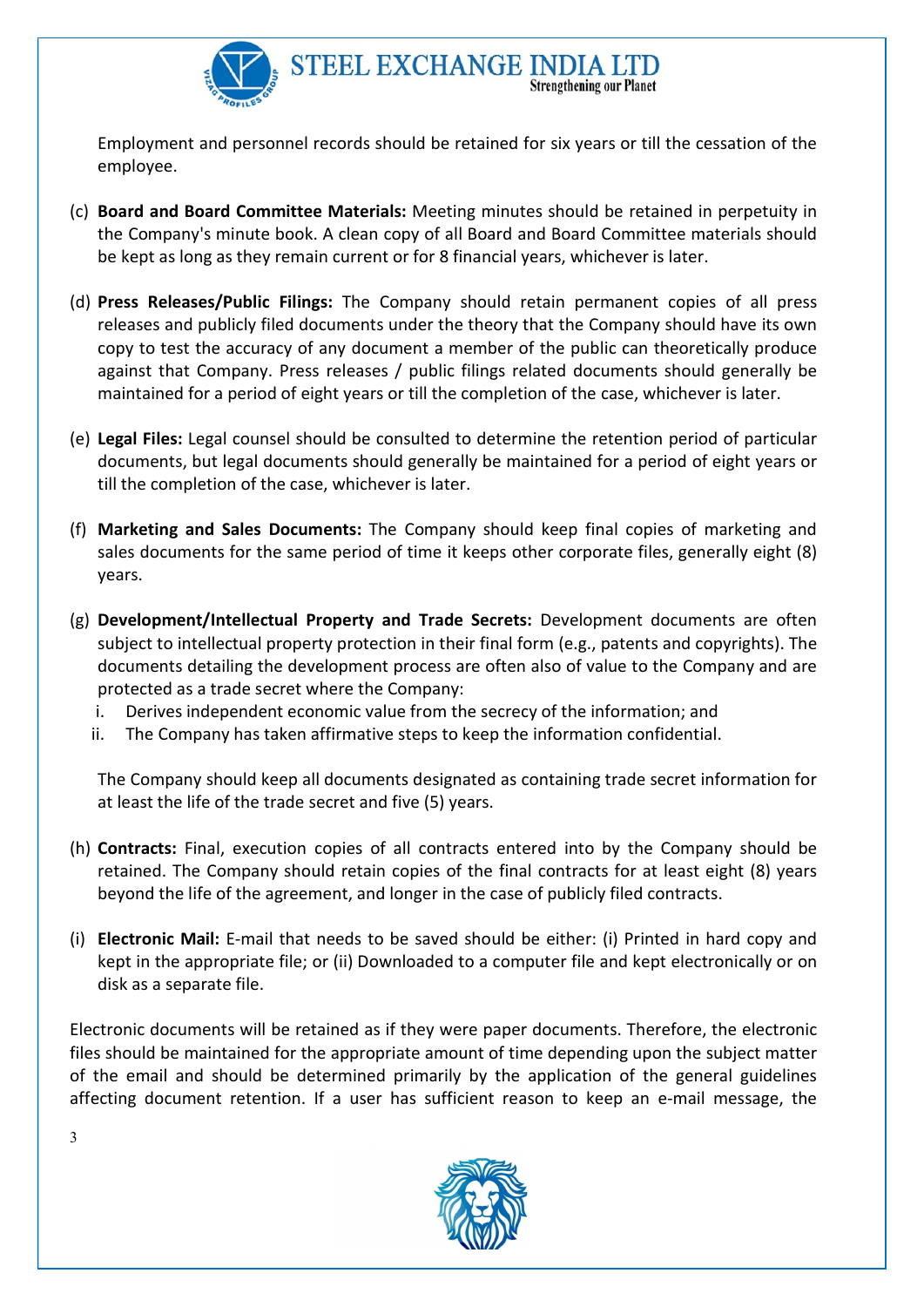Employment and personnel records should be retained for six years or till the cessation of the employee.

(c) **Board and Board Committee Materials:** Meeting minutes should be retained in perpetuity in the Company's minute book. A clean copy of all Board and Board Committee materials should be kept as long as they remain current or for 8 financial years, whichever is later.

(d) **Press Releases/Public Filings:** The Company should retain permanent copies of all press releases and publicly filed documents under the theory that the Company should have its own copy to test the accuracy of any document a member of the public can theoretically produce against that Company. Press releases / public filings related documents should generally be maintained for a period of eight years or till the completion of the case, whichever is later.

(e) **Legal Files:** Legal counsel should be consulted to determine the retention period of particular documents, but legal documents should generally be maintained for a period of eight years or till the completion of the case, whichever is later.

(f) **Marketing and Sales Documents:** The Company should keep final copies of marketing and sales documents for the same period of time it keeps other corporate files, generally eight (8) years.

(g) **Development/Intellectual Property and Trade Secrets:** Development documents are often subject to intellectual property protection in their final form (e.g., patents and copyrights). The documents detailing the development process are often also of value to the Company and are protected as a trade secret where the Company:
   i. Derives independent economic value from the secrecy of the information; and
   ii. The Company has taken affirmative steps to keep the information confidential.

   The Company should keep all documents designated as containing trade secret information for at least the life of the trade secret and five (5) years.

(h) **Contracts:** Final, execution copies of all contracts entered into by the Company should be retained. The Company should retain copies of the final contracts for at least eight (8) years beyond the life of the agreement, and longer in the case of publicly filed contracts.

(i) **Electronic Mail:** E-mail that needs to be saved should be either: (i) Printed in hard copy and kept in the appropriate file; or (ii) Downloaded to a computer file and kept electronically or on disk as a separate file.

Electronic documents will be retained as if they were paper documents. Therefore, the electronic files should be maintained for the appropriate amount of time depending upon the subject matter of the email and should be determined primarily by the application of the general guidelines affecting document retention. If a user has sufficient reason to keep an e-mail message, the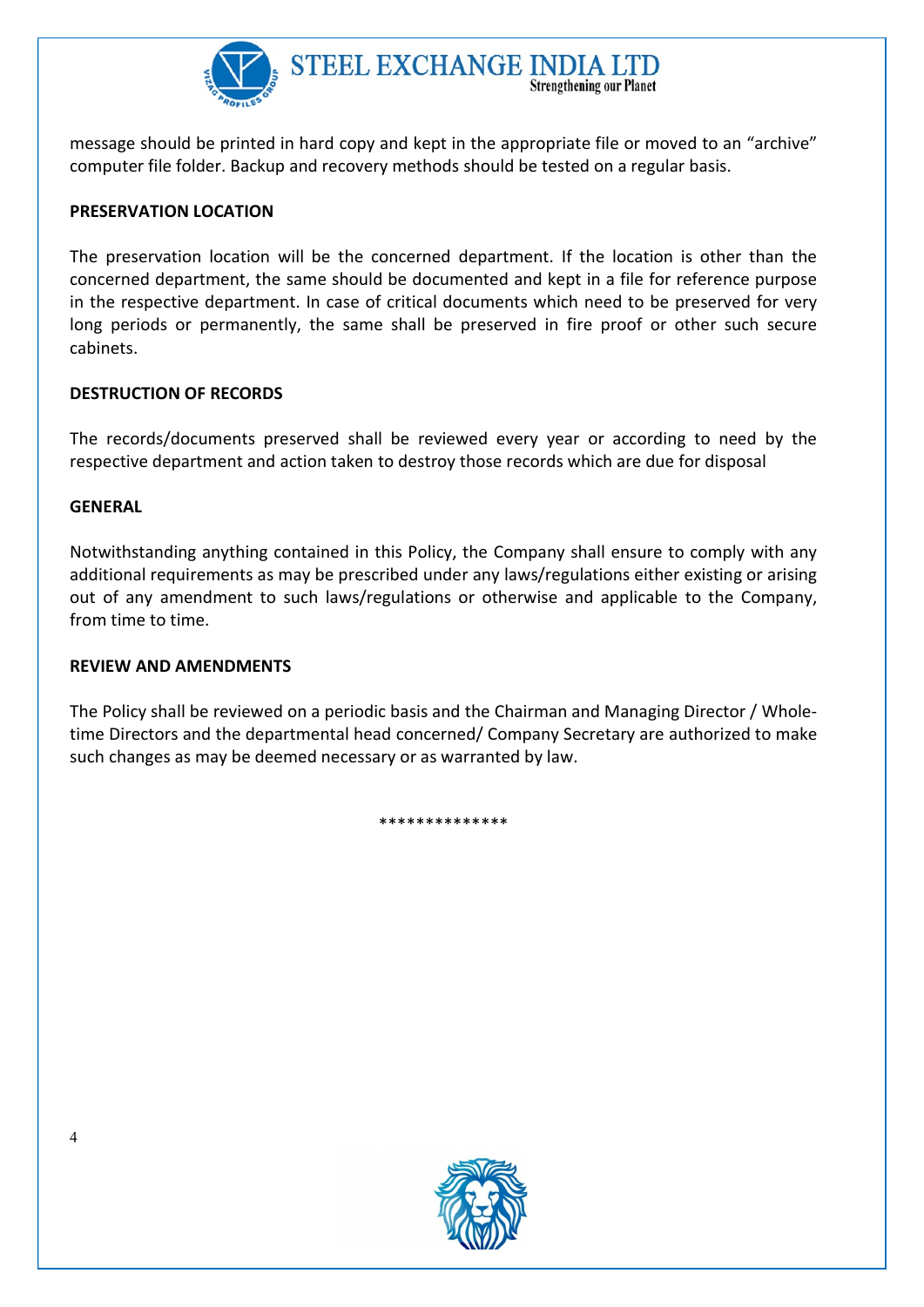message should be printed in hard copy and kept in the appropriate file or moved to an "archive" computer file folder. Backup and recovery methods should be tested on a regular basis.

**PRESERVATION LOCATION**

The preservation location will be the concerned department. If the location is other than the concerned department, the same should be documented and kept in a file for reference purpose in the respective department. In case of critical documents which need to be preserved for very long periods or permanently, the same shall be preserved in fire proof or other such secure cabinets.

**DESTRUCTION OF RECORDS**

The records/documents preserved shall be reviewed every year or according to need by the respective department and action taken to destroy those records which are due for disposal

**GENERAL**

Notwithstanding anything contained in this Policy, the Company shall ensure to comply with any additional requirements as may be prescribed under any laws/regulations either existing or arising out of any amendment to such laws/regulations or otherwise and applicable to the Company, from time to time.

**REVIEW AND AMENDMENTS**

The Policy shall be reviewed on a periodic basis and the Chairman and Managing Director / Whole-time Directors and the departmental head concerned/ Company Secretary are authorized to make such changes as may be deemed necessary or as warranted by law.

**************